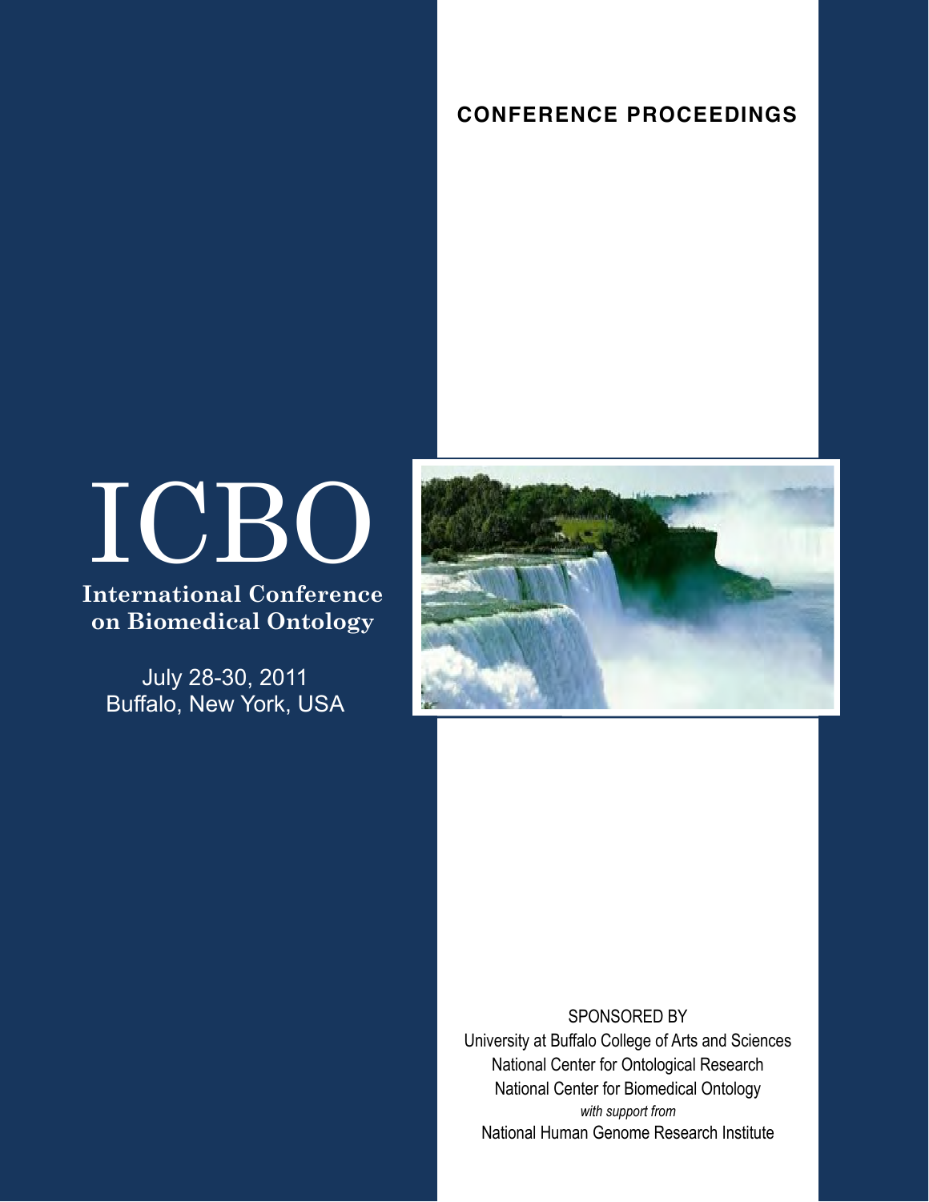**CONFERENCE PROCEEDINGS**

# ICBO

## International Conference on Biomedical Ontology

July 28-30, 2011
Buffalo, New York, USA

SPONSORED BY
University at Buffalo College of Arts and Sciences
National Center for Ontological Research
National Center for Biomedical Ontology
*with support from*
National Human Genome Research Institute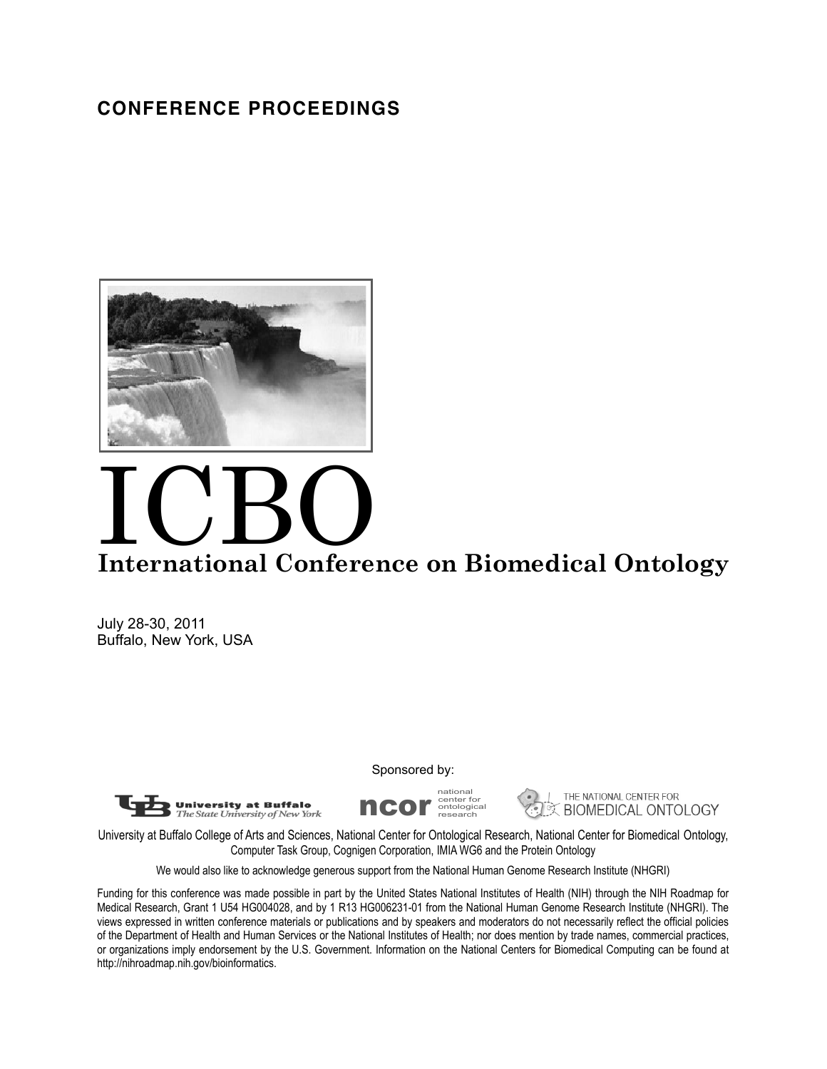**CONFERENCE PROCEEDINGS**

# ICBO

## International Conference on Biomedical Ontology

July 28-30, 2011
Buffalo, New York, USA

Sponsored by:

University at Buffalo — The State University of New York | ncor national center for ontological research | THE NATIONAL CENTER FOR BIOMEDICAL ONTOLOGY

University at Buffalo College of Arts and Sciences, National Center for Ontological Research, National Center for Biomedical Ontology, Computer Task Group, Cognigen Corporation, IMIA WG6 and the Protein Ontology

We would also like to acknowledge generous support from the National Human Genome Research Institute (NHGRI)

Funding for this conference was made possible in part by the United States National Institutes of Health (NIH) through the NIH Roadmap for Medical Research, Grant 1 U54 HG004028, and by 1 R13 HG006231-01 from the National Human Genome Research Institute (NHGRI). The views expressed in written conference materials or publications and by speakers and moderators do not necessarily reflect the official policies of the Department of Health and Human Services or the National Institutes of Health; nor does mention by trade names, commercial practices, or organizations imply endorsement by the U.S. Government. Information on the National Centers for Biomedical Computing can be found at http://nihroadmap.nih.gov/bioinformatics.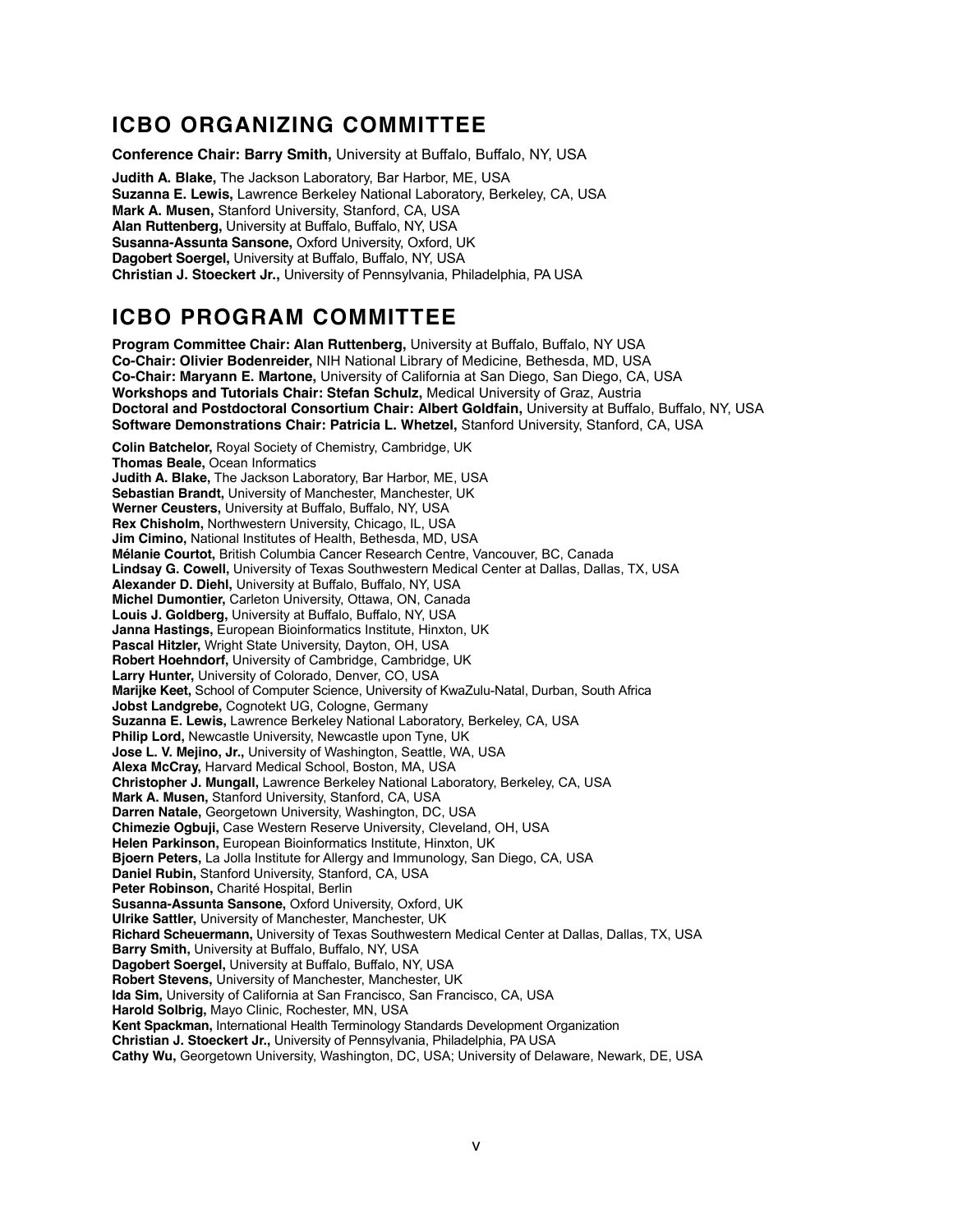## ICBO ORGANIZING COMMITTEE

**Conference Chair: Barry Smith,** University at Buffalo, Buffalo, NY, USA

**Judith A. Blake,** The Jackson Laboratory, Bar Harbor, ME, USA
**Suzanna E. Lewis,** Lawrence Berkeley National Laboratory, Berkeley, CA, USA
**Mark A. Musen,** Stanford University, Stanford, CA, USA
**Alan Ruttenberg,** University at Buffalo, Buffalo, NY, USA
**Susanna-Assunta Sansone,** Oxford University, Oxford, UK
**Dagobert Soergel,** University at Buffalo, Buffalo, NY, USA
**Christian J. Stoeckert Jr.,** University of Pennsylvania, Philadelphia, PA USA

## ICBO PROGRAM COMMITTEE

**Program Committee Chair: Alan Ruttenberg,** University at Buffalo, Buffalo, NY USA
**Co-Chair: Olivier Bodenreider,** NIH National Library of Medicine, Bethesda, MD, USA
**Co-Chair: Maryann E. Martone,** University of California at San Diego, San Diego, CA, USA
**Workshops and Tutorials Chair: Stefan Schulz,** Medical University of Graz, Austria
**Doctoral and Postdoctoral Consortium Chair: Albert Goldfain,** University at Buffalo, Buffalo, NY, USA
**Software Demonstrations Chair: Patricia L. Whetzel,** Stanford University, Stanford, CA, USA

**Colin Batchelor,** Royal Society of Chemistry, Cambridge, UK
**Thomas Beale,** Ocean Informatics
**Judith A. Blake,** The Jackson Laboratory, Bar Harbor, ME, USA
**Sebastian Brandt,** University of Manchester, Manchester, UK
**Werner Ceusters,** University at Buffalo, Buffalo, NY, USA
**Rex Chisholm,** Northwestern University, Chicago, IL, USA
**Jim Cimino,** National Institutes of Health, Bethesda, MD, USA
**Mélanie Courtot,** British Columbia Cancer Research Centre, Vancouver, BC, Canada
**Lindsay G. Cowell,** University of Texas Southwestern Medical Center at Dallas, Dallas, TX, USA
**Alexander D. Diehl,** University at Buffalo, Buffalo, NY, USA
**Michel Dumontier,** Carleton University, Ottawa, ON, Canada
**Louis J. Goldberg,** University at Buffalo, Buffalo, NY, USA
**Janna Hastings,** European Bioinformatics Institute, Hinxton, UK
**Pascal Hitzler,** Wright State University, Dayton, OH, USA
**Robert Hoehndorf,** University of Cambridge, Cambridge, UK
**Larry Hunter,** University of Colorado, Denver, CO, USA
**Marijke Keet,** School of Computer Science, University of KwaZulu-Natal, Durban, South Africa
**Jobst Landgrebe,** Cognotekt UG, Cologne, Germany
**Suzanna E. Lewis,** Lawrence Berkeley National Laboratory, Berkeley, CA, USA
**Philip Lord,** Newcastle University, Newcastle upon Tyne, UK
**Jose L. V. Mejino, Jr.,** University of Washington, Seattle, WA, USA
**Alexa McCray,** Harvard Medical School, Boston, MA, USA
**Christopher J. Mungall,** Lawrence Berkeley National Laboratory, Berkeley, CA, USA
**Mark A. Musen,** Stanford University, Stanford, CA, USA
**Darren Natale,** Georgetown University, Washington, DC, USA
**Chimezie Ogbuji,** Case Western Reserve University, Cleveland, OH, USA
**Helen Parkinson,** European Bioinformatics Institute, Hinxton, UK
**Bjoern Peters,** La Jolla Institute for Allergy and Immunology, San Diego, CA, USA
**Daniel Rubin,** Stanford University, Stanford, CA, USA
**Peter Robinson,** Charité Hospital, Berlin
**Susanna-Assunta Sansone,** Oxford University, Oxford, UK
**Ulrike Sattler,** University of Manchester, Manchester, UK
**Richard Scheuermann,** University of Texas Southwestern Medical Center at Dallas, Dallas, TX, USA
**Barry Smith,** University at Buffalo, Buffalo, NY, USA
**Dagobert Soergel,** University at Buffalo, Buffalo, NY, USA
**Robert Stevens,** University of Manchester, Manchester, UK
**Ida Sim,** University of California at San Francisco, San Francisco, CA, USA
**Harold Solbrig,** Mayo Clinic, Rochester, MN, USA
**Kent Spackman,** International Health Terminology Standards Development Organization
**Christian J. Stoeckert Jr.,** University of Pennsylvania, Philadelphia, PA USA
**Cathy Wu,** Georgetown University, Washington, DC, USA; University of Delaware, Newark, DE, USA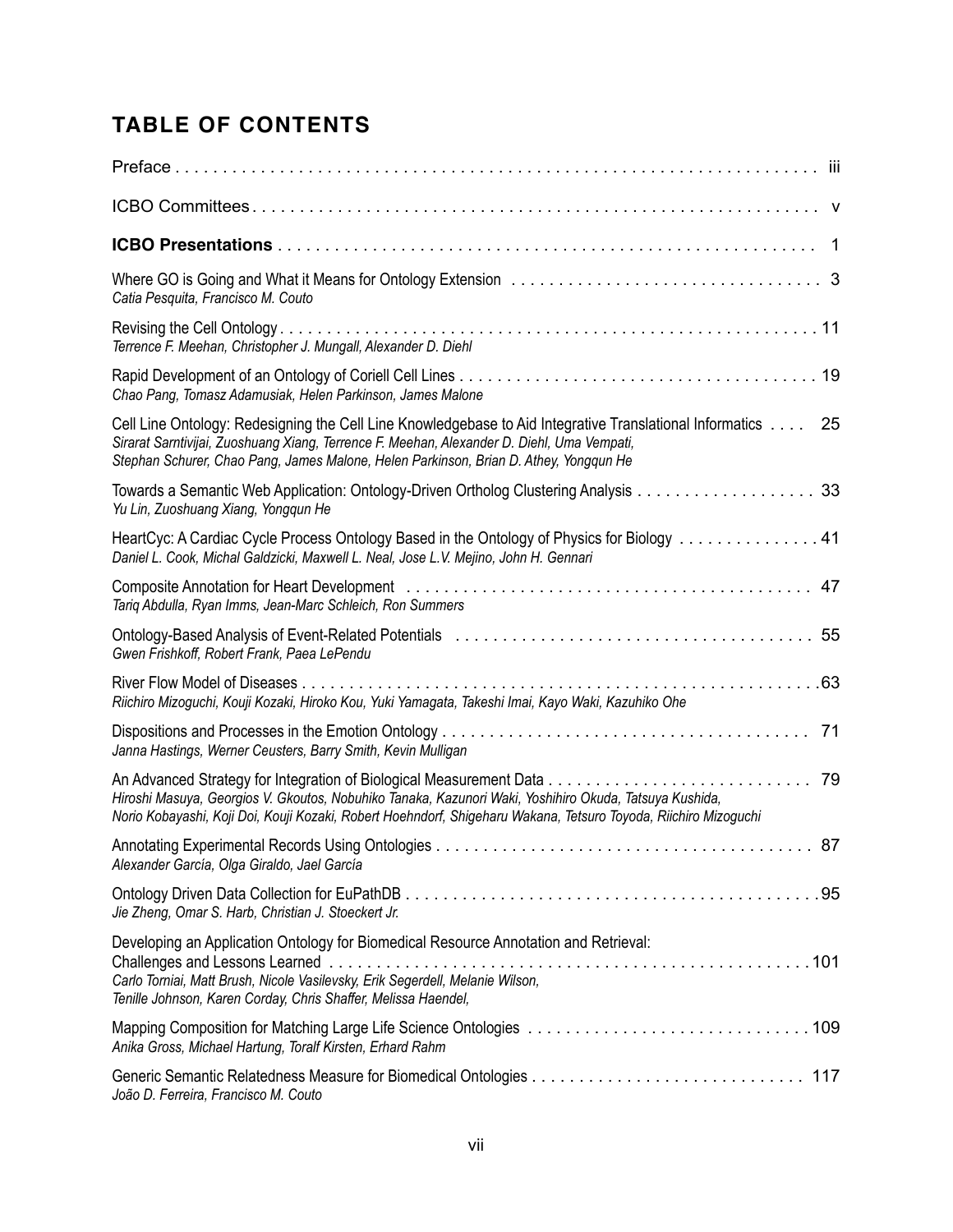# TABLE OF CONTENTS

Preface . . . iii

ICBO Committees . . . v

**ICBO Presentations** . . . 1

Where GO is Going and What it Means for Ontology Extension . . . 3
*Catia Pesquita, Francisco M. Couto*

Revising the Cell Ontology . . . 11
*Terrence F. Meehan, Christopher J. Mungall, Alexander D. Diehl*

Rapid Development of an Ontology of Coriell Cell Lines . . . 19
*Chao Pang, Tomasz Adamusiak, Helen Parkinson, James Malone*

Cell Line Ontology: Redesigning the Cell Line Knowledgebase to Aid Integrative Translational Informatics . . . 25
*Sirarat Sarntivijai, Zuoshuang Xiang, Terrence F. Meehan, Alexander D. Diehl, Uma Vempati, Stephan Schurer, Chao Pang, James Malone, Helen Parkinson, Brian D. Athey, Yongqun He*

Towards a Semantic Web Application: Ontology-Driven Ortholog Clustering Analysis . . . 33
*Yu Lin, Zuoshuang Xiang, Yongqun He*

HeartCyc: A Cardiac Cycle Process Ontology Based in the Ontology of Physics for Biology . . . 41
*Daniel L. Cook, Michal Galdzicki, Maxwell L. Neal, Jose L.V. Mejino, John H. Gennari*

Composite Annotation for Heart Development . . . 47
*Tariq Abdulla, Ryan Imms, Jean-Marc Schleich, Ron Summers*

Ontology-Based Analysis of Event-Related Potentials . . . 55
*Gwen Frishkoff, Robert Frank, Paea LePendu*

River Flow Model of Diseases . . . 63
*Riichiro Mizoguchi, Kouji Kozaki, Hiroko Kou, Yuki Yamagata, Takeshi Imai, Kayo Waki, Kazuhiko Ohe*

Dispositions and Processes in the Emotion Ontology . . . 71
*Janna Hastings, Werner Ceusters, Barry Smith, Kevin Mulligan*

An Advanced Strategy for Integration of Biological Measurement Data . . . 79
*Hiroshi Masuya, Georgios V. Gkoutos, Nobuhiko Tanaka, Kazunori Waki, Yoshihiro Okuda, Tatsuya Kushida, Norio Kobayashi, Koji Doi, Kouji Kozaki, Robert Hoehndorf, Shigeharu Wakana, Tetsuro Toyoda, Riichiro Mizoguchi*

Annotating Experimental Records Using Ontologies . . . 87
*Alexander García, Olga Giraldo, Jael García*

Ontology Driven Data Collection for EuPathDB . . . 95
*Jie Zheng, Omar S. Harb, Christian J. Stoeckert Jr.*

Developing an Application Ontology for Biomedical Resource Annotation and Retrieval: Challenges and Lessons Learned . . . 101
*Carlo Torniai, Matt Brush, Nicole Vasilevsky, Erik Segerdell, Melanie Wilson, Tenille Johnson, Karen Corday, Chris Shaffer, Melissa Haendel,*

Mapping Composition for Matching Large Life Science Ontologies . . . 109
*Anika Gross, Michael Hartung, Toralf Kirsten, Erhard Rahm*

Generic Semantic Relatedness Measure for Biomedical Ontologies . . . 117
*João D. Ferreira, Francisco M. Couto*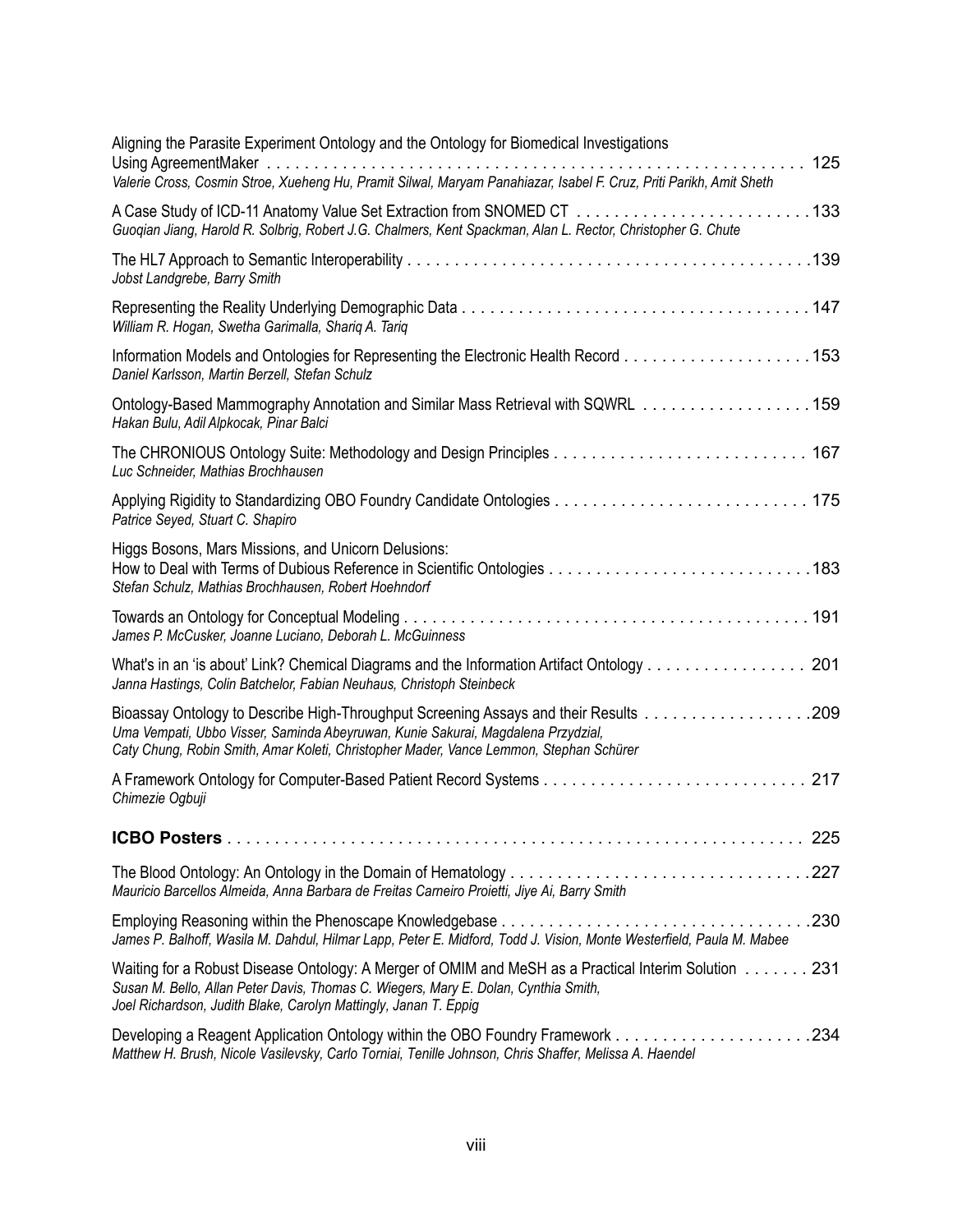Aligning the Parasite Experiment Ontology and the Ontology for Biomedical Investigations Using AgreementMaker . . . . . . . . . . . . . . . . . . . . . . . . . . . . . . . . . . . . . . . . . . . . . . . . . . . . . . . . 125
*Valerie Cross, Cosmin Stroe, Xueheng Hu, Pramit Silwal, Maryam Panahiazar, Isabel F. Cruz, Priti Parikh, Amit Sheth*

A Case Study of ICD-11 Anatomy Value Set Extraction from SNOMED CT . . . . . . . . . . . . . . . . . . . . . . . . . 133
*Guoqian Jiang, Harold R. Solbrig, Robert J.G. Chalmers, Kent Spackman, Alan L. Rector, Christopher G. Chute*

The HL7 Approach to Semantic Interoperability . . . . . . . . . . . . . . . . . . . . . . . . . . . . . . . . . . . . . . . . . . . .139
*Jobst Landgrebe, Barry Smith*

Representing the Reality Underlying Demographic Data . . . . . . . . . . . . . . . . . . . . . . . . . . . . . . . . . . . . . 147
*William R. Hogan, Swetha Garimalla, Shariq A. Tariq*

Information Models and Ontologies for Representing the Electronic Health Record . . . . . . . . . . . . . . . . . . . .153
*Daniel Karlsson, Martin Berzell, Stefan Schulz*

Ontology-Based Mammography Annotation and Similar Mass Retrieval with SQWRL . . . . . . . . . . . . . . . . . . 159
*Hakan Bulu, Adil Alpkocak, Pinar Balci*

The CHRONIOUS Ontology Suite: Methodology and Design Principles . . . . . . . . . . . . . . . . . . . . . . . . . . . 167
*Luc Schneider, Mathias Brochhausen*

Applying Rigidity to Standardizing OBO Foundry Candidate Ontologies . . . . . . . . . . . . . . . . . . . . . . . . . . . 175
*Patrice Seyed, Stuart C. Shapiro*

Higgs Bosons, Mars Missions, and Unicorn Delusions: How to Deal with Terms of Dubious Reference in Scientific Ontologies . . . . . . . . . . . . . . . . . . . . . . . . . . . .183
*Stefan Schulz, Mathias Brochhausen, Robert Hoehndorf*

Towards an Ontology for Conceptual Modeling . . . . . . . . . . . . . . . . . . . . . . . . . . . . . . . . . . . . . . . . . . . . 191
*James P. McCusker, Joanne Luciano, Deborah L. McGuinness*

What's in an 'is about' Link? Chemical Diagrams and the Information Artifact Ontology . . . . . . . . . . . . . . . . . 201
*Janna Hastings, Colin Batchelor, Fabian Neuhaus, Christoph Steinbeck*

Bioassay Ontology to Describe High-Throughput Screening Assays and their Results . . . . . . . . . . . . . . . . . .209
*Uma Vempati, Ubbo Visser, Saminda Abeyruwan, Kunie Sakurai, Magdalena Przydzial, Caty Chung, Robin Smith, Amar Koleti, Christopher Mader, Vance Lemmon, Stephan Schürer*

A Framework Ontology for Computer-Based Patient Record Systems . . . . . . . . . . . . . . . . . . . . . . . . . . . . 217
*Chimezie Ogbuji*

**ICBO Posters** . . . . . . . . . . . . . . . . . . . . . . . . . . . . . . . . . . . . . . . . . . . . . . . . . . . . . . . . . . . . . . . 225

The Blood Ontology: An Ontology in the Domain of Hematology . . . . . . . . . . . . . . . . . . . . . . . . . . . . . . . .227
*Mauricio Barcellos Almeida, Anna Barbara de Freitas Carneiro Proietti, Jiye Ai, Barry Smith*

Employing Reasoning within the Phenoscape Knowledgebase . . . . . . . . . . . . . . . . . . . . . . . . . . . . . . . . .230
*James P. Balhoff, Wasila M. Dahdul, Hilmar Lapp, Peter E. Midford, Todd J. Vision, Monte Westerfield, Paula M. Mabee*

Waiting for a Robust Disease Ontology: A Merger of OMIM and MeSH as a Practical Interim Solution . . . . . . . 231
*Susan M. Bello, Allan Peter Davis, Thomas C. Wiegers, Mary E. Dolan, Cynthia Smith, Joel Richardson, Judith Blake, Carolyn Mattingly, Janan T. Eppig*

Developing a Reagent Application Ontology within the OBO Foundry Framework . . . . . . . . . . . . . . . . . . . . .234
*Matthew H. Brush, Nicole Vasilevsky, Carlo Torniai, Tenille Johnson, Chris Shaffer, Melissa A. Haendel*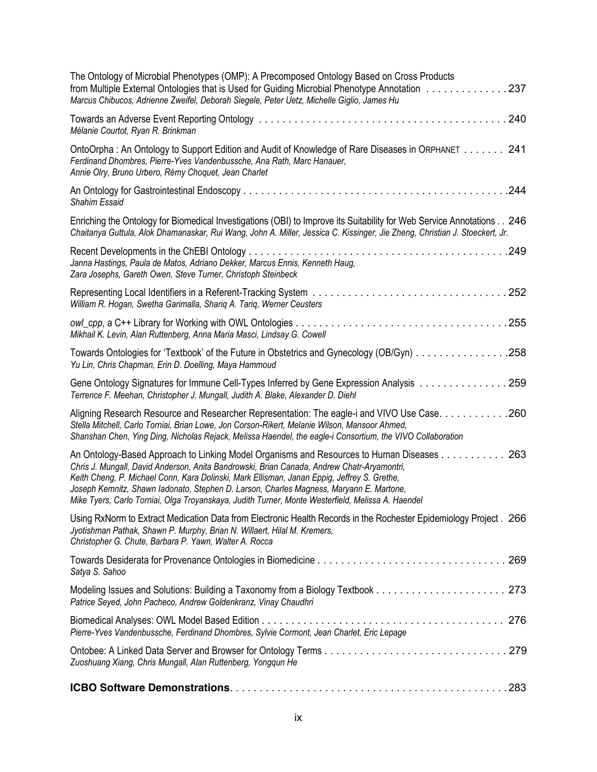The Ontology of Microbial Phenotypes (OMP): A Precomposed Ontology Based on Cross Products from Multiple External Ontologies that is Used for Guiding Microbial Phenotype Annotation . . . . . . . . . . . . . . 237
*Marcus Chibucos, Adrienne Zweifel, Deborah Siegele, Peter Uetz, Michelle Giglio, James Hu*

Towards an Adverse Event Reporting Ontology . . . . . . . . . . . . . . . . . . . . . . . . . . . . . . . . . . . . . . . . . 240
*Mélanie Courtot, Ryan R. Brinkman*

OntoOrpha : An Ontology to Support Edition and Audit of Knowledge of Rare Diseases in ORPHANET . . . . . . . 241
*Ferdinand Dhombres, Pierre-Yves Vandenbussche, Ana Rath, Marc Hanauer, Annie Olry, Bruno Urbero, Rémy Choquet, Jean Charlet*

An Ontology for Gastrointestinal Endoscopy . . . . . . . . . . . . . . . . . . . . . . . . . . . . . . . . . . . . . . . . . . . .244
*Shahim Essaid*

Enriching the Ontology for Biomedical Investigations (OBI) to Improve its Suitability for Web Service Annotations . . 246
*Chaitanya Guttula, Alok Dhamanaskar, Rui Wang, John A. Miller, Jessica C. Kissinger, Jie Zheng, Christian J. Stoeckert, Jr.*

Recent Developments in the ChEBI Ontology . . . . . . . . . . . . . . . . . . . . . . . . . . . . . . . . . . . . . . . . . . .249
*Janna Hastings, Paula de Matos, Adriano Dekker, Marcus Ennis, Kenneth Haug, Zara Josephs, Gareth Owen, Steve Turner, Christoph Steinbeck*

Representing Local Identifiers in a Referent-Tracking System . . . . . . . . . . . . . . . . . . . . . . . . . . . . . . . . 252
*William R. Hogan, Swetha Garimalla, Shariq A. Tariq, Werner Ceusters*

*owl_cpp*, a C++ Library for Working with OWL Ontologies . . . . . . . . . . . . . . . . . . . . . . . . . . . . . . . . . . .255
*Mikhail K. Levin, Alan Ruttenberg, Anna Maria Masci, Lindsay G. Cowell*

Towards Ontologies for 'Textbook' of the Future in Obstetrics and Gynecology (OB/Gyn) . . . . . . . . . . . . . . . .258
*Yu Lin, Chris Chapman, Erin D. Doelling, Maya Hammoud*

Gene Ontology Signatures for Immune Cell-Types Inferred by Gene Expression Analysis . . . . . . . . . . . . . . . 259
*Terrence F. Meehan, Christopher J. Mungall, Judith A. Blake, Alexander D. Diehl*

Aligning Research Resource and Researcher Representation: The eagle-i and VIVO Use Case. . . . . . . . . . . .260
*Stella Mitchell, Carlo Torniai, Brian Lowe, Jon Corson-Rikert, Melanie Wilson, Mansoor Ahmed, Shanshan Chen, Ying Ding, Nicholas Rejack, Melissa Haendel, the eagle-i Consortium, the VIVO Collaboration*

An Ontology-Based Approach to Linking Model Organisms and Resources to Human Diseases . . . . . . . . . . . 263
*Chris J. Mungall, David Anderson, Anita Bandrowski, Brian Canada, Andrew Chatr-Aryamontri, Keith Cheng, P. Michael Conn, Kara Dolinski, Mark Ellisman, Janan Eppig, Jeffrey S. Grethe, Joseph Kemnitz, Shawn Iadonato, Stephen D. Larson, Charles Magness, Maryann E. Martone, Mike Tyers, Carlo Torniai, Olga Troyanskaya, Judith Turner, Monte Westerfield, Melissa A. Haendel*

Using RxNorm to Extract Medication Data from Electronic Health Records in the Rochester Epidemiology Project . 266
*Jyotishman Pathak, Shawn P. Murphy, Brian N. Willaert, Hilal M. Kremers, Christopher G. Chute, Barbara P. Yawn, Walter A. Rocca*

Towards Desiderata for Provenance Ontologies in Biomedicine . . . . . . . . . . . . . . . . . . . . . . . . . . . . . . . . 269
*Satya S. Sahoo*

Modeling Issues and Solutions: Building a Taxonomy from a Biology Textbook . . . . . . . . . . . . . . . . . . . . . . 273
*Patrice Seyed, John Pacheco, Andrew Goldenkranz, Vinay Chaudhri*

Biomedical Analyses: OWL Model Based Edition . . . . . . . . . . . . . . . . . . . . . . . . . . . . . . . . . . . . . . . . . 276
*Pierre-Yves Vandenbussche, Ferdinand Dhombres, Sylvie Cormont, Jean Charlet, Eric Lepage*

Ontobee: A Linked Data Server and Browser for Ontology Terms . . . . . . . . . . . . . . . . . . . . . . . . . . . . . . . 279
*Zuoshuang Xiang, Chris Mungall, Alan Ruttenberg, Yongqun He*

**ICBO Software Demonstrations**. . . . . . . . . . . . . . . . . . . . . . . . . . . . . . . . . . . . . . . . . . . . . . . . . .283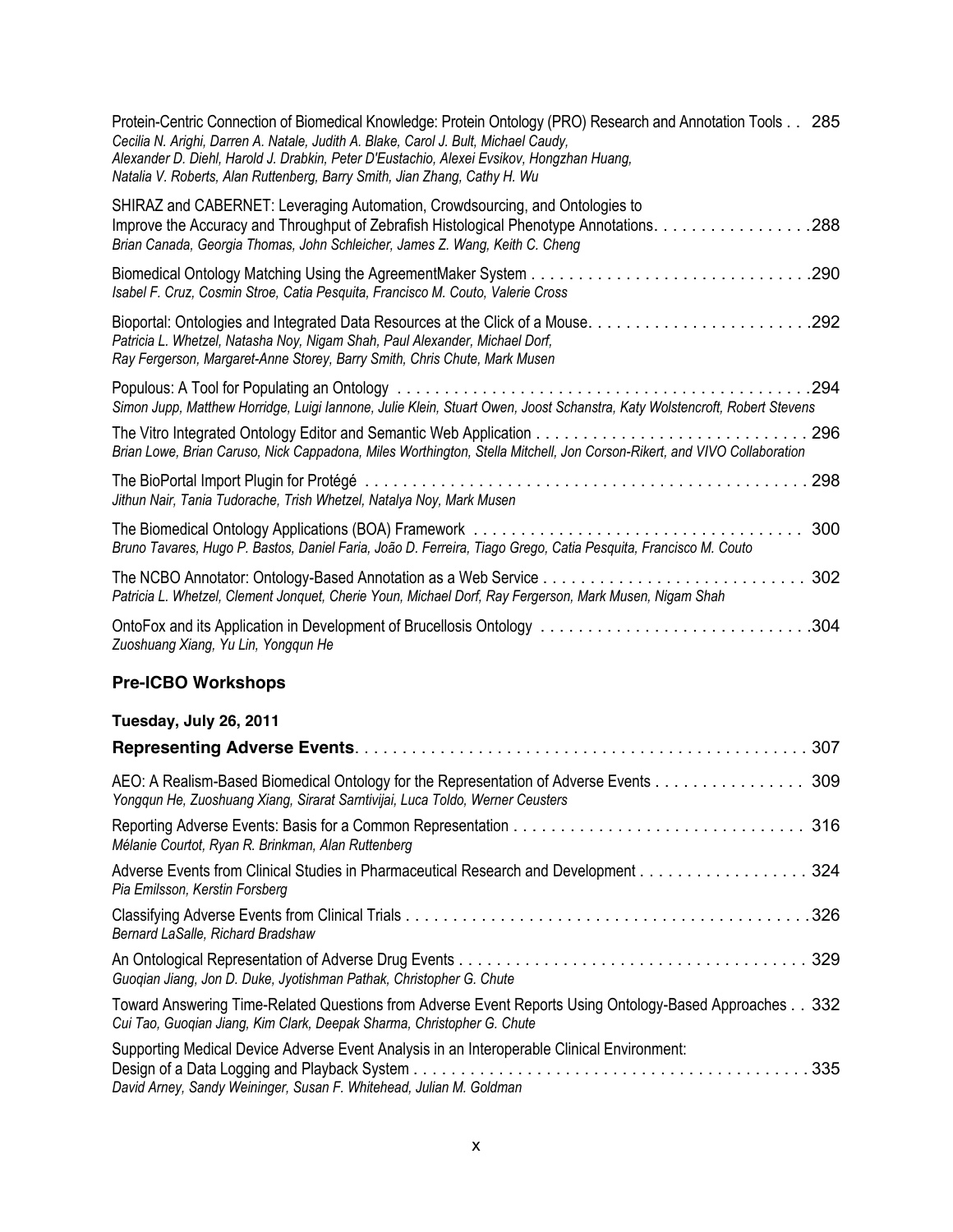Protein-Centric Connection of Biomedical Knowledge: Protein Ontology (PRO) Research and Annotation Tools . . 285
*Cecilia N. Arighi, Darren A. Natale, Judith A. Blake, Carol J. Bult, Michael Caudy, Alexander D. Diehl, Harold J. Drabkin, Peter D'Eustachio, Alexei Evsikov, Hongzhan Huang, Natalia V. Roberts, Alan Ruttenberg, Barry Smith, Jian Zhang, Cathy H. Wu*

SHIRAZ and CABERNET: Leveraging Automation, Crowdsourcing, and Ontologies to Improve the Accuracy and Throughput of Zebrafish Histological Phenotype Annotations. . . . . . . . . . . . . . . . .288
*Brian Canada, Georgia Thomas, John Schleicher, James Z. Wang, Keith C. Cheng*

Biomedical Ontology Matching Using the AgreementMaker System . . . . . . . . . . . . . . . . . . . . . . . . . . . . .290
*Isabel F. Cruz, Cosmin Stroe, Catia Pesquita, Francisco M. Couto, Valerie Cross*

Bioportal: Ontologies and Integrated Data Resources at the Click of a Mouse. . . . . . . . . . . . . . . . . . . . . . . .292
*Patricia L. Whetzel, Natasha Noy, Nigam Shah, Paul Alexander, Michael Dorf, Ray Fergerson, Margaret-Anne Storey, Barry Smith, Chris Chute, Mark Musen*

Populous: A Tool for Populating an Ontology . . . . . . . . . . . . . . . . . . . . . . . . . . . . . . . . . . . . . . . . . . .294
*Simon Jupp, Matthew Horridge, Luigi Iannone, Julie Klein, Stuart Owen, Joost Schanstra, Katy Wolstencroft, Robert Stevens*

The Vitro Integrated Ontology Editor and Semantic Web Application . . . . . . . . . . . . . . . . . . . . . . . . . . . . . 296
*Brian Lowe, Brian Caruso, Nick Cappadona, Miles Worthington, Stella Mitchell, Jon Corson-Rikert, and VIVO Collaboration*

The BioPortal Import Plugin for Protégé . . . . . . . . . . . . . . . . . . . . . . . . . . . . . . . . . . . . . . . . . . . . . . . 298
*Jithun Nair, Tania Tudorache, Trish Whetzel, Natalya Noy, Mark Musen*

The Biomedical Ontology Applications (BOA) Framework . . . . . . . . . . . . . . . . . . . . . . . . . . . . . . . . . . 300
*Bruno Tavares, Hugo P. Bastos, Daniel Faria, João D. Ferreira, Tiago Grego, Catia Pesquita, Francisco M. Couto*

The NCBO Annotator: Ontology-Based Annotation as a Web Service . . . . . . . . . . . . . . . . . . . . . . . . . . . . 302
*Patricia L. Whetzel, Clement Jonquet, Cherie Youn, Michael Dorf, Ray Fergerson, Mark Musen, Nigam Shah*

OntoFox and its Application in Development of Brucellosis Ontology . . . . . . . . . . . . . . . . . . . . . . . . . . . .304
*Zuoshuang Xiang, Yu Lin, Yongqun He*

## Pre-ICBO Workshops

### Tuesday, July 26, 2011

**Representing Adverse Events**. . . . . . . . . . . . . . . . . . . . . . . . . . . . . . . . . . . . . . . . . . . . . . . . 307

AEO: A Realism-Based Biomedical Ontology for the Representation of Adverse Events . . . . . . . . . . . . . . . . 309
*Yongqun He, Zuoshuang Xiang, Sirarat Sarntivijai, Luca Toldo, Werner Ceusters*

Reporting Adverse Events: Basis for a Common Representation . . . . . . . . . . . . . . . . . . . . . . . . . . . . . . . 316
*Mélanie Courtot, Ryan R. Brinkman, Alan Ruttenberg*

Adverse Events from Clinical Studies in Pharmaceutical Research and Development . . . . . . . . . . . . . . . . . . 324
*Pia Emilsson, Kerstin Forsberg*

Classifying Adverse Events from Clinical Trials . . . . . . . . . . . . . . . . . . . . . . . . . . . . . . . . . . . . . . . . . . .326
*Bernard LaSalle, Richard Bradshaw*

An Ontological Representation of Adverse Drug Events . . . . . . . . . . . . . . . . . . . . . . . . . . . . . . . . . . . . . 329
*Guoqian Jiang, Jon D. Duke, Jyotishman Pathak, Christopher G. Chute*

Toward Answering Time-Related Questions from Adverse Event Reports Using Ontology-Based Approaches . . 332
*Cui Tao, Guoqian Jiang, Kim Clark, Deepak Sharma, Christopher G. Chute*

Supporting Medical Device Adverse Event Analysis in an Interoperable Clinical Environment: Design of a Data Logging and Playback System . . . . . . . . . . . . . . . . . . . . . . . . . . . . . . . . . . . . . . . . . . 335
*David Arney, Sandy Weininger, Susan F. Whitehead, Julian M. Goldman*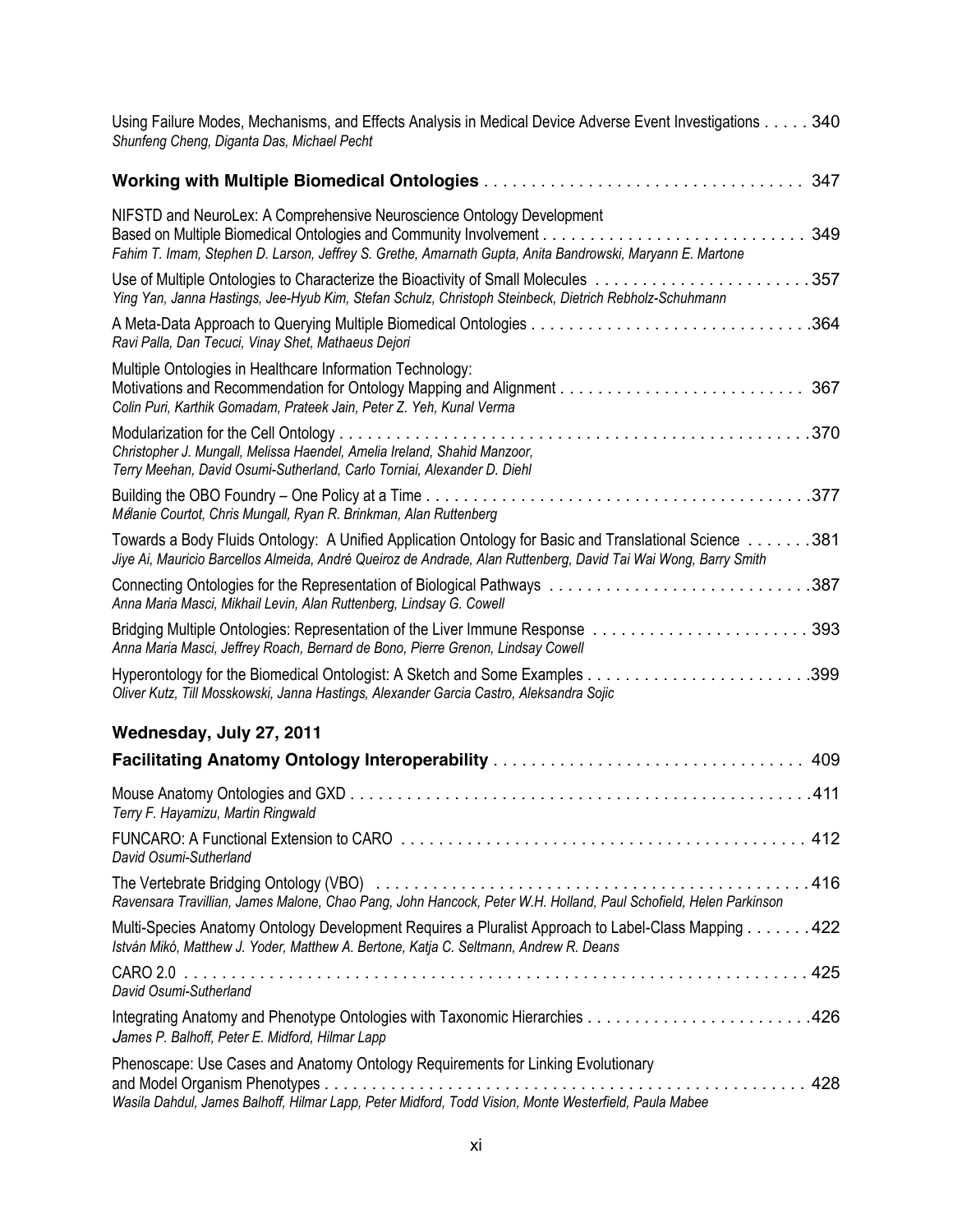Using Failure Modes, Mechanisms, and Effects Analysis in Medical Device Adverse Event Investigations . . . . . 340
*Shunfeng Cheng, Diganta Das, Michael Pecht*

**Working with Multiple Biomedical Ontologies** . . . . . . . . . . . . . . . . . . . . . . . . . . . . . . . . . . 347

NIFSTD and NeuroLex: A Comprehensive Neuroscience Ontology Development Based on Multiple Biomedical Ontologies and Community Involvement . . . . . . . . . . . . . . . . . . . . . . . . . . . . 349
*Fahim T. Imam, Stephen D. Larson, Jeffrey S. Grethe, Amarnath Gupta, Anita Bandrowski, Maryann E. Martone*

Use of Multiple Ontologies to Characterize the Bioactivity of Small Molecules . . . . . . . . . . . . . . . . . . . . . . . 357
*Ying Yan, Janna Hastings, Jee-Hyub Kim, Stefan Schulz, Christoph Steinbeck, Dietrich Rebholz-Schuhmann*

A Meta-Data Approach to Querying Multiple Biomedical Ontologies . . . . . . . . . . . . . . . . . . . . . . . . . . . . . 364
*Ravi Palla, Dan Tecuci, Vinay Shet, Mathaeus Dejori*

Multiple Ontologies in Healthcare Information Technology: Motivations and Recommendation for Ontology Mapping and Alignment . . . . . . . . . . . . . . . . . . . . . . . . . . 367
*Colin Puri, Karthik Gomadam, Prateek Jain, Peter Z. Yeh, Kunal Verma*

Modularization for the Cell Ontology . . . . . . . . . . . . . . . . . . . . . . . . . . . . . . . . . . . . . . . . . . . . . . . . . . 370
*Christopher J. Mungall, Melissa Haendel, Amelia Ireland, Shahid Manzoor, Terry Meehan, David Osumi-Sutherland, Carlo Torniai, Alexander D. Diehl*

Building the OBO Foundry – One Policy at a Time . . . . . . . . . . . . . . . . . . . . . . . . . . . . . . . . . . . . . . . . 377
*Mélanie Courtot, Chris Mungall, Ryan R. Brinkman, Alan Ruttenberg*

Towards a Body Fluids Ontology: A Unified Application Ontology for Basic and Translational Science . . . . . . . 381
*Jiye Ai, Mauricio Barcellos Almeida, André Queiroz de Andrade, Alan Ruttenberg, David Tai Wai Wong, Barry Smith*

Connecting Ontologies for the Representation of Biological Pathways . . . . . . . . . . . . . . . . . . . . . . . . . . . 387
*Anna Maria Masci, Mikhail Levin, Alan Ruttenberg, Lindsay G. Cowell*

Bridging Multiple Ontologies: Representation of the Liver Immune Response . . . . . . . . . . . . . . . . . . . . . . . 393
*Anna Maria Masci, Jeffrey Roach, Bernard de Bono, Pierre Grenon, Lindsay Cowell*

Hyperontology for the Biomedical Ontologist: A Sketch and Some Examples . . . . . . . . . . . . . . . . . . . . . . . . 399
*Oliver Kutz, Till Mosskowski, Janna Hastings, Alexander Garcia Castro, Aleksandra Sojic*

## Wednesday, July 27, 2011

**Facilitating Anatomy Ontology Interoperability** . . . . . . . . . . . . . . . . . . . . . . . . . . . . . . . . 409

Mouse Anatomy Ontologies and GXD . . . . . . . . . . . . . . . . . . . . . . . . . . . . . . . . . . . . . . . . . . . . . . . . . 411
*Terry F. Hayamizu, Martin Ringwald*

FUNCARO: A Functional Extension to CARO . . . . . . . . . . . . . . . . . . . . . . . . . . . . . . . . . . . . . . . . . . . . 412
*David Osumi-Sutherland*

The Vertebrate Bridging Ontology (VBO) . . . . . . . . . . . . . . . . . . . . . . . . . . . . . . . . . . . . . . . . . . . . . . . 416
*Ravensara Travillian, James Malone, Chao Pang, John Hancock, Peter W.H. Holland, Paul Schofield, Helen Parkinson*

Multi-Species Anatomy Ontology Development Requires a Pluralist Approach to Label-Class Mapping . . . . . . . 422
*István Mikó, Matthew J. Yoder, Matthew A. Bertone, Katja C. Seltmann, Andrew R. Deans*

CARO 2.0 . . . . . . . . . . . . . . . . . . . . . . . . . . . . . . . . . . . . . . . . . . . . . . . . . . . . . . . . . . . . . . . . . . . . . 425
*David Osumi-Sutherland*

Integrating Anatomy and Phenotype Ontologies with Taxonomic Hierarchies . . . . . . . . . . . . . . . . . . . . . . . 426
*James P. Balhoff, Peter E. Midford, Hilmar Lapp*

Phenoscape: Use Cases and Anatomy Ontology Requirements for Linking Evolutionary and Model Organism Phenotypes . . . . . . . . . . . . . . . . . . . . . . . . . . . . . . . . . . . . . . . . . . . . . . . . . . 428
*Wasila Dahdul, James Balhoff, Hilmar Lapp, Peter Midford, Todd Vision, Monte Westerfield, Paula Mabee*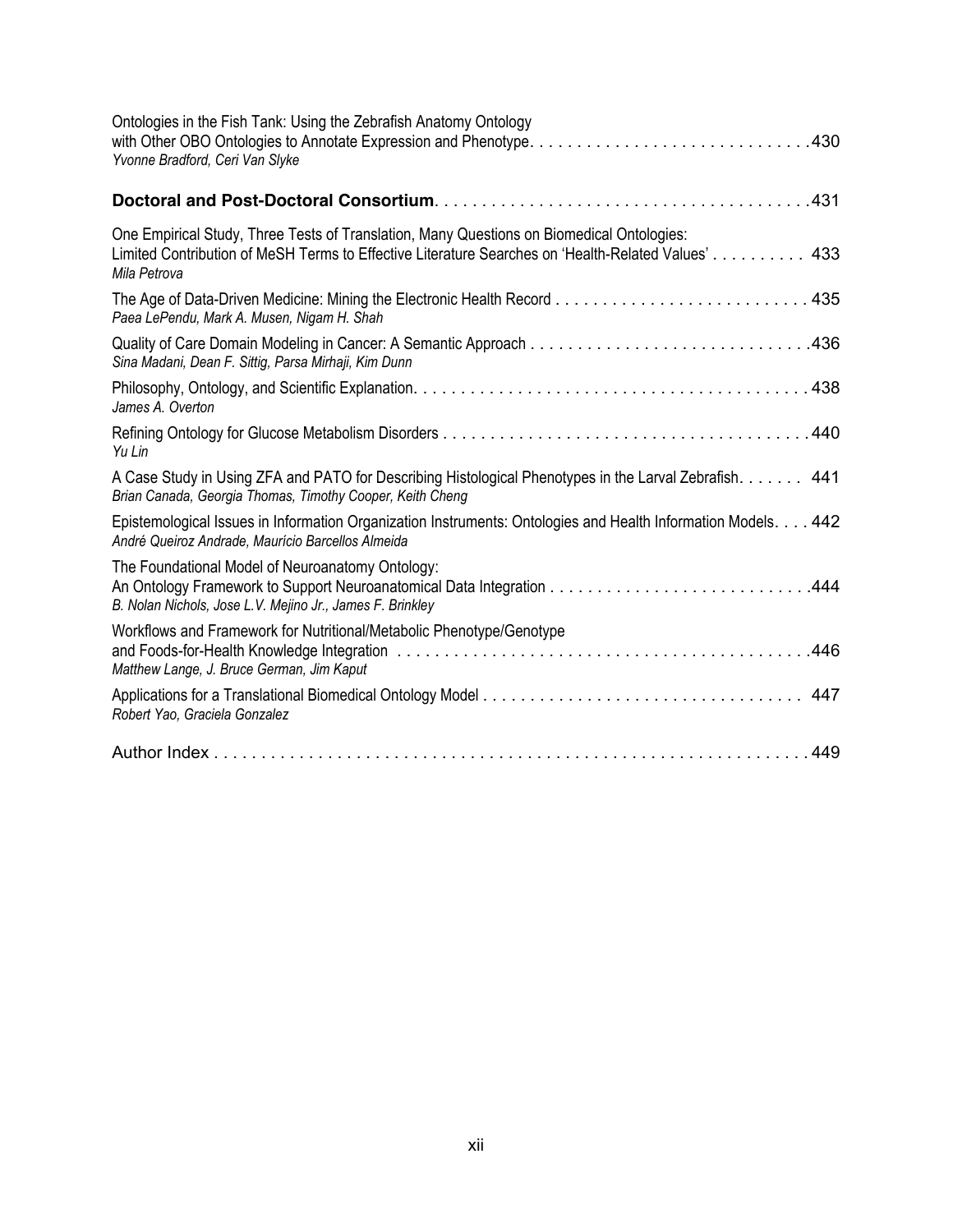Ontologies in the Fish Tank: Using the Zebrafish Anatomy Ontology with Other OBO Ontologies to Annotate Expression and Phenotype. . . . . . . . . . . . . . . . . . . . . . . . . . . . . . .430
*Yvonne Bradford, Ceri Van Slyke*

**Doctoral and Post-Doctoral Consortium**. . . . . . . . . . . . . . . . . . . . . . . . . . . . . . . . . . . . . . . .431

One Empirical Study, Three Tests of Translation, Many Questions on Biomedical Ontologies: Limited Contribution of MeSH Terms to Effective Literature Searches on 'Health-Related Values' . . . . . . . . . . 433
*Mila Petrova*

The Age of Data-Driven Medicine: Mining the Electronic Health Record . . . . . . . . . . . . . . . . . . . . . . . . . . . 435
*Paea LePendu, Mark A. Musen, Nigam H. Shah*

Quality of Care Domain Modeling in Cancer: A Semantic Approach . . . . . . . . . . . . . . . . . . . . . . . . . . . . . .436
*Sina Madani, Dean F. Sittig, Parsa Mirhaji, Kim Dunn*

Philosophy, Ontology, and Scientific Explanation. . . . . . . . . . . . . . . . . . . . . . . . . . . . . . . . . . . . . . . . . . 438
*James A. Overton*

Refining Ontology for Glucose Metabolism Disorders . . . . . . . . . . . . . . . . . . . . . . . . . . . . . . . . . . . . . . . 440
*Yu Lin*

A Case Study in Using ZFA and PATO for Describing Histological Phenotypes in the Larval Zebrafish. . . . . . . 441
*Brian Canada, Georgia Thomas, Timothy Cooper, Keith Cheng*

Epistemological Issues in Information Organization Instruments: Ontologies and Health Information Models. . . . 442
*André Queiroz Andrade, Maurício Barcellos Almeida*

The Foundational Model of Neuroanatomy Ontology: An Ontology Framework to Support Neuroanatomical Data Integration . . . . . . . . . . . . . . . . . . . . . . . . . . .444
*B. Nolan Nichols, Jose L.V. Mejino Jr., James F. Brinkley*

Workflows and Framework for Nutritional/Metabolic Phenotype/Genotype and Foods-for-Health Knowledge Integration . . . . . . . . . . . . . . . . . . . . . . . . . . . . . . . . . . . . . . . . . . . .446
*Matthew Lange, J. Bruce German, Jim Kaput*

Applications for a Translational Biomedical Ontology Model . . . . . . . . . . . . . . . . . . . . . . . . . . . . . . . . . 447
*Robert Yao, Graciela Gonzalez*

Author Index . . . . . . . . . . . . . . . . . . . . . . . . . . . . . . . . . . . . . . . . . . . . . . . . . . . . . . . . . . . . . . . . . 449